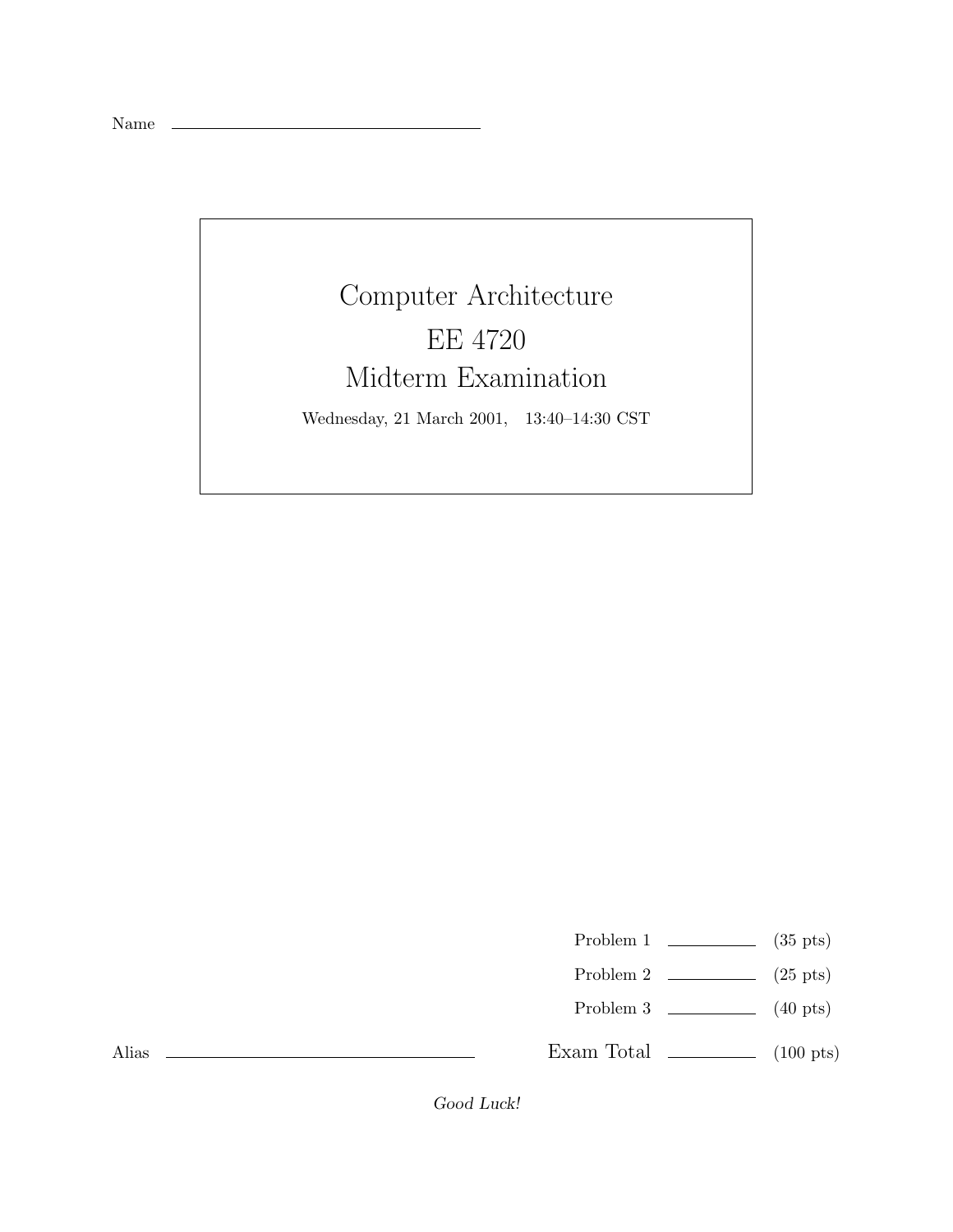Name \_\_\_\_\_\_\_\_\_\_\_\_\_\_\_\_\_\_\_\_\_\_\_\_\_\_\_\_\_\_

# Computer Architecture

# EE 4720

# Midterm Examination

Wednesday, 21 March 2001, 13:40–14:30 CST

| | | |
|---|---|---|
| Problem 1 | \_\_\_\_\_\_\_\_ | (35 pts) |
| Problem 2 | \_\_\_\_\_\_\_\_ | (25 pts) |
| Problem 3 | \_\_\_\_\_\_\_\_ | (40 pts) |
| Exam Total | \_\_\_\_\_\_\_\_ | (100 pts) |

Alias \_\_\_\_\_\_\_\_\_\_\_\_\_\_\_\_\_\_\_\_\_\_\_\_\_\_\_\_\_\_

*Good Luck!*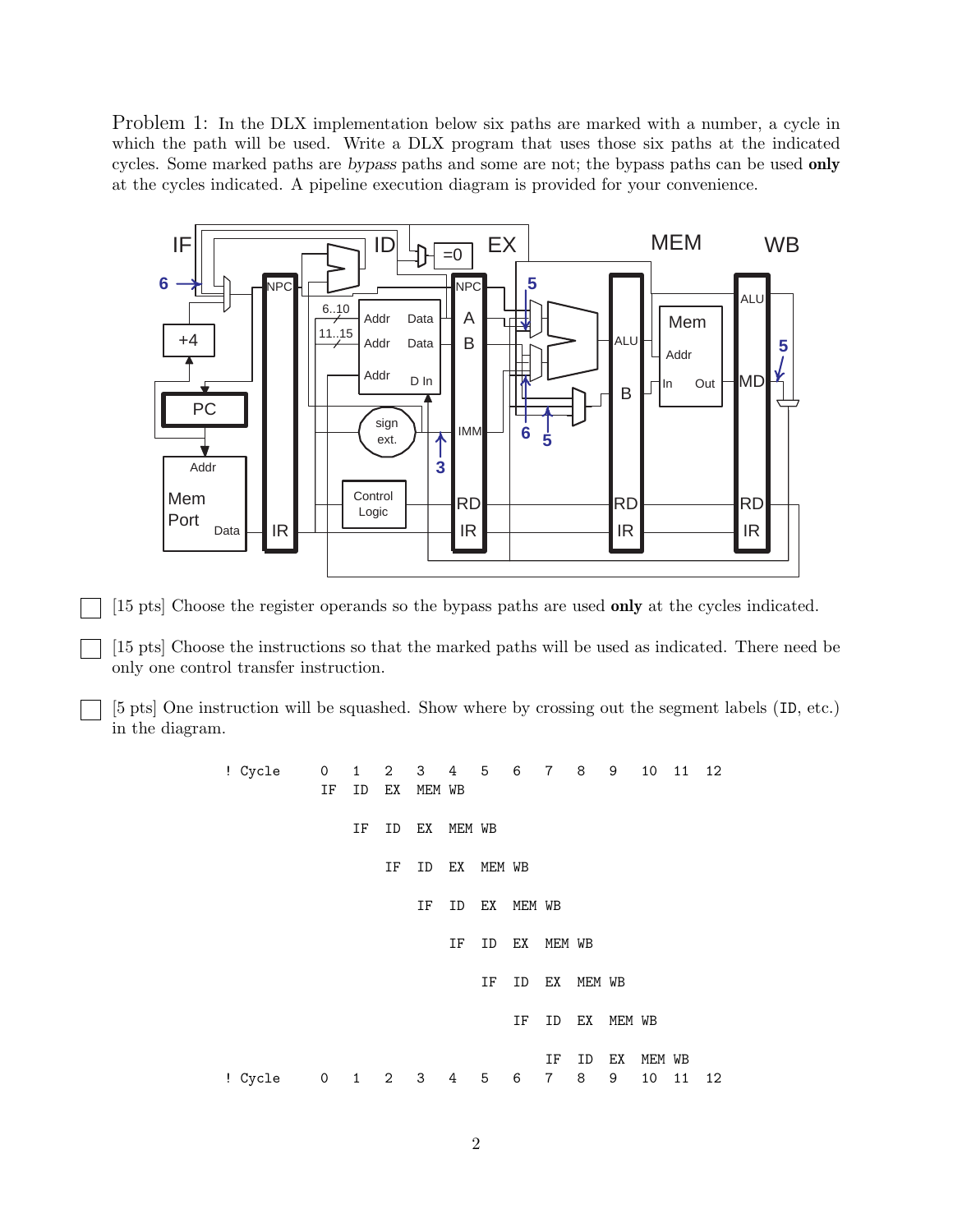Problem 1: In the DLX implementation below six paths are marked with a number, a cycle in which the path will be used. Write a DLX program that uses those six paths at the indicated cycles. Some marked paths are *bypass* paths and some are not; the bypass paths can be used **only** at the cycles indicated. A pipeline execution diagram is provided for your convenience.

- [ ] [15 pts] Choose the register operands so the bypass paths are used **only** at the cycles indicated.

- [ ] [15 pts] Choose the instructions so that the marked paths will be used as indicated. There need be only one control transfer instruction.

- [ ] [5 pts] One instruction will be squashed. Show where by crossing out the segment labels (ID, etc.) in the diagram.

```
! Cycle        0   1   2   3   4   5   6   7   8   9   10  11  12
               IF  ID  EX  MEM WB

                   IF  ID  EX  MEM WB

                       IF  ID  EX  MEM WB

                           IF  ID  EX  MEM WB

                               IF  ID  EX  MEM WB

                                   IF  ID  EX  MEM WB

                                       IF  ID  EX  MEM WB

                                           IF  ID  EX  MEM WB
! Cycle        0   1   2   3   4   5   6   7   8   9   10  11  12
```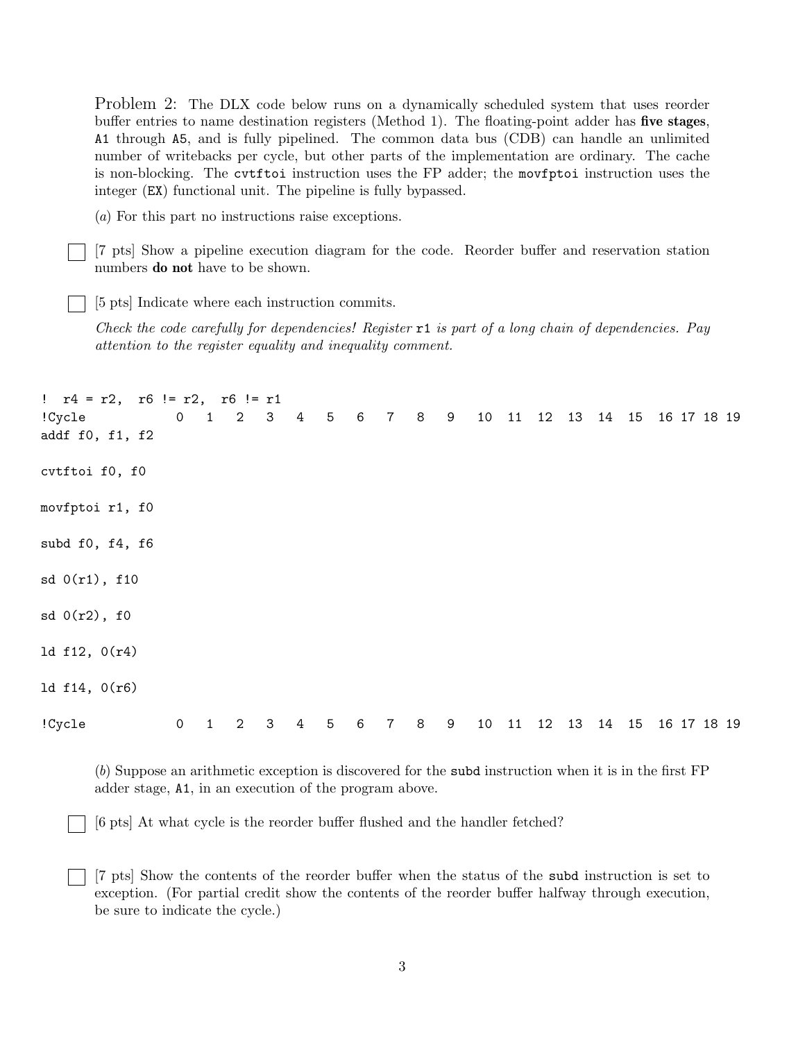Problem 2: The DLX code below runs on a dynamically scheduled system that uses reorder buffer entries to name destination registers (Method 1). The floating-point adder has **five stages**, A1 through A5, and is fully pipelined. The common data bus (CDB) can handle an unlimited number of writebacks per cycle, but other parts of the implementation are ordinary. The cache is non-blocking. The `cvtftoi` instruction uses the FP adder; the `movfptoi` instruction uses the integer (`EX`) functional unit. The pipeline is fully bypassed.

(*a*) For this part no instructions raise exceptions.

☐ [7 pts] Show a pipeline execution diagram for the code. Reorder buffer and reservation station numbers **do not** have to be shown.

☐ [5 pts] Indicate where each instruction commits.

*Check the code carefully for dependencies! Register* `r1` *is part of a long chain of dependencies. Pay attention to the register equality and inequality comment.*

```
!  r4 = r2,  r6 != r2,  r6 != r1
!Cycle          0   1   2   3   4   5   6   7   8   9   10  11  12  13  14  15  16 17 18 19
addf f0, f1, f2

cvtftoi f0, f0

movfptoi r1, f0

subd f0, f4, f6

sd 0(r1), f10

sd 0(r2), f0

ld f12, 0(r4)

ld f14, 0(r6)

!Cycle          0   1   2   3   4   5   6   7   8   9   10  11  12  13  14  15  16 17 18 19
```

(*b*) Suppose an arithmetic exception is discovered for the `subd` instruction when it is in the first FP adder stage, A1, in an execution of the program above.

☐ [6 pts] At what cycle is the reorder buffer flushed and the handler fetched?

☐ [7 pts] Show the contents of the reorder buffer when the status of the `subd` instruction is set to exception. (For partial credit show the contents of the reorder buffer halfway through execution, be sure to indicate the cycle.)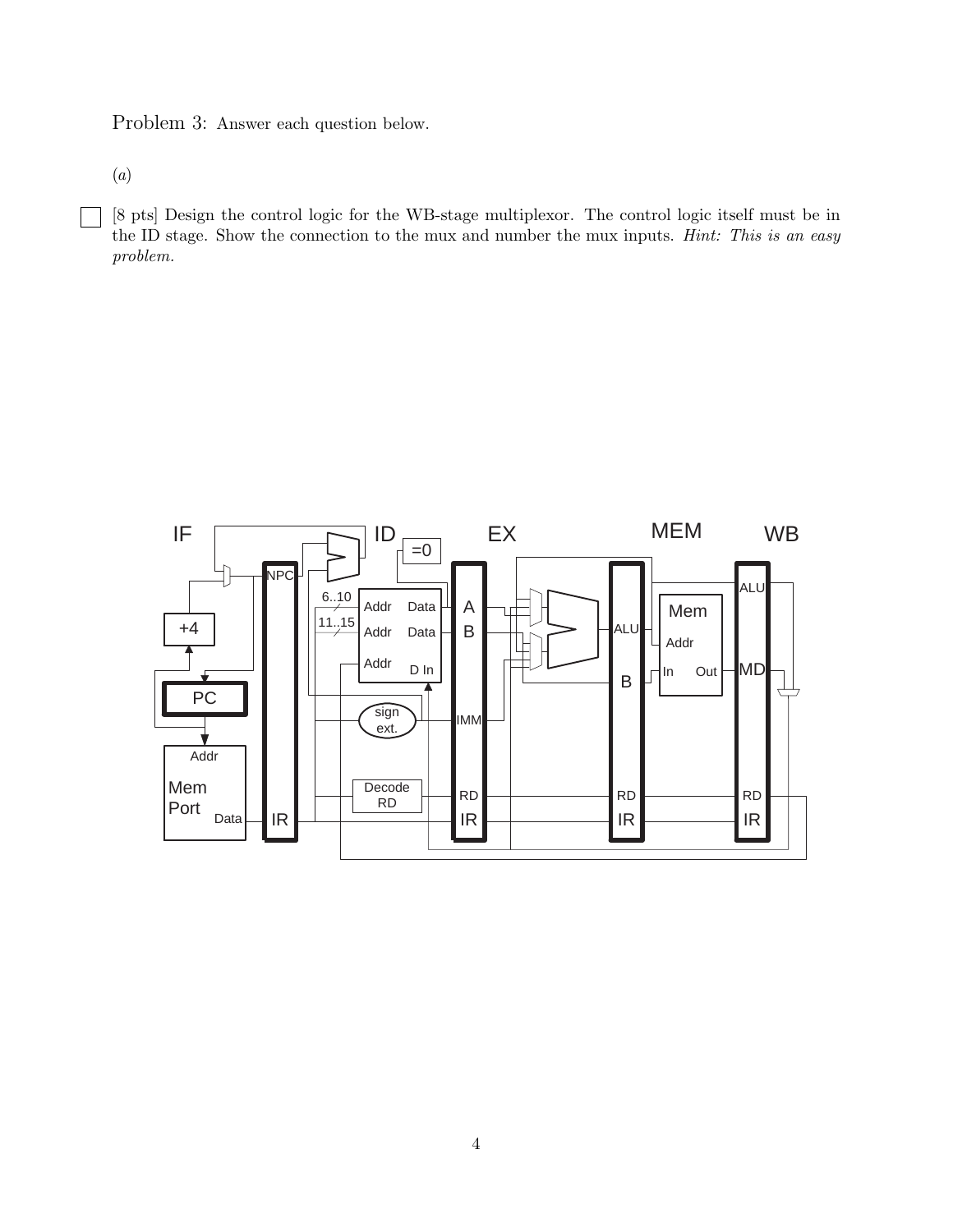Problem 3: Answer each question below.

(*a*)

☐ [8 pts] Design the control logic for the WB-stage multiplexor. The control logic itself must be in the ID stage. Show the connection to the mux and number the mux inputs. *Hint: This is an easy problem.*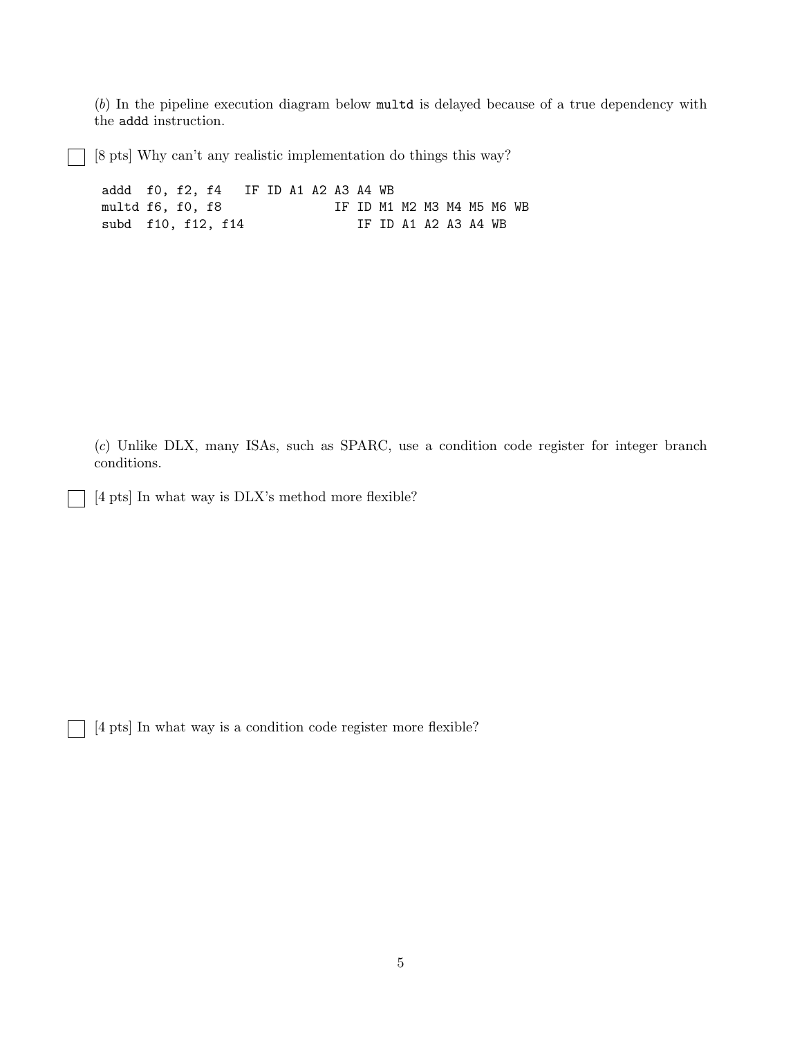(*b*) In the pipeline execution diagram below `multd` is delayed because of a true dependency with the `addd` instruction.

☐ [8 pts] Why can't any realistic implementation do things this way?

```
addd  f0, f2, f4   IF ID A1 A2 A3 A4 WB
multd f6, f0, f8              IF ID M1 M2 M3 M4 M5 M6 WB
subd  f10, f12, f14              IF ID A1 A2 A3 A4 WB
```

(*c*) Unlike DLX, many ISAs, such as SPARC, use a condition code register for integer branch conditions.

☐ [4 pts] In what way is DLX's method more flexible?

☐ [4 pts] In what way is a condition code register more flexible?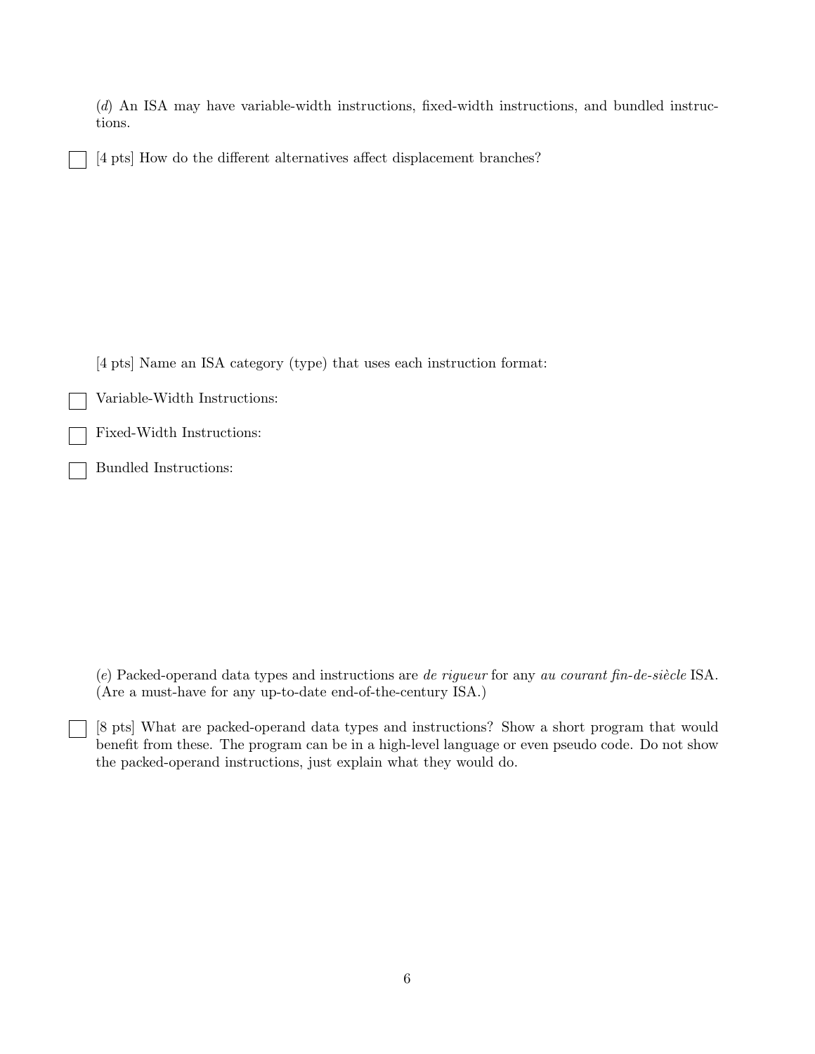(*d*) An ISA may have variable-width instructions, fixed-width instructions, and bundled instructions.

☐ [4 pts] How do the different alternatives affect displacement branches?

[4 pts] Name an ISA category (type) that uses each instruction format:

☐ Variable-Width Instructions:

☐ Fixed-Width Instructions:

☐ Bundled Instructions:

(*e*) Packed-operand data types and instructions are *de rigueur* for any *au courant fin-de-siècle* ISA. (Are a must-have for any up-to-date end-of-the-century ISA.)

☐ [8 pts] What are packed-operand data types and instructions? Show a short program that would benefit from these. The program can be in a high-level language or even pseudo code. Do not show the packed-operand instructions, just explain what they would do.